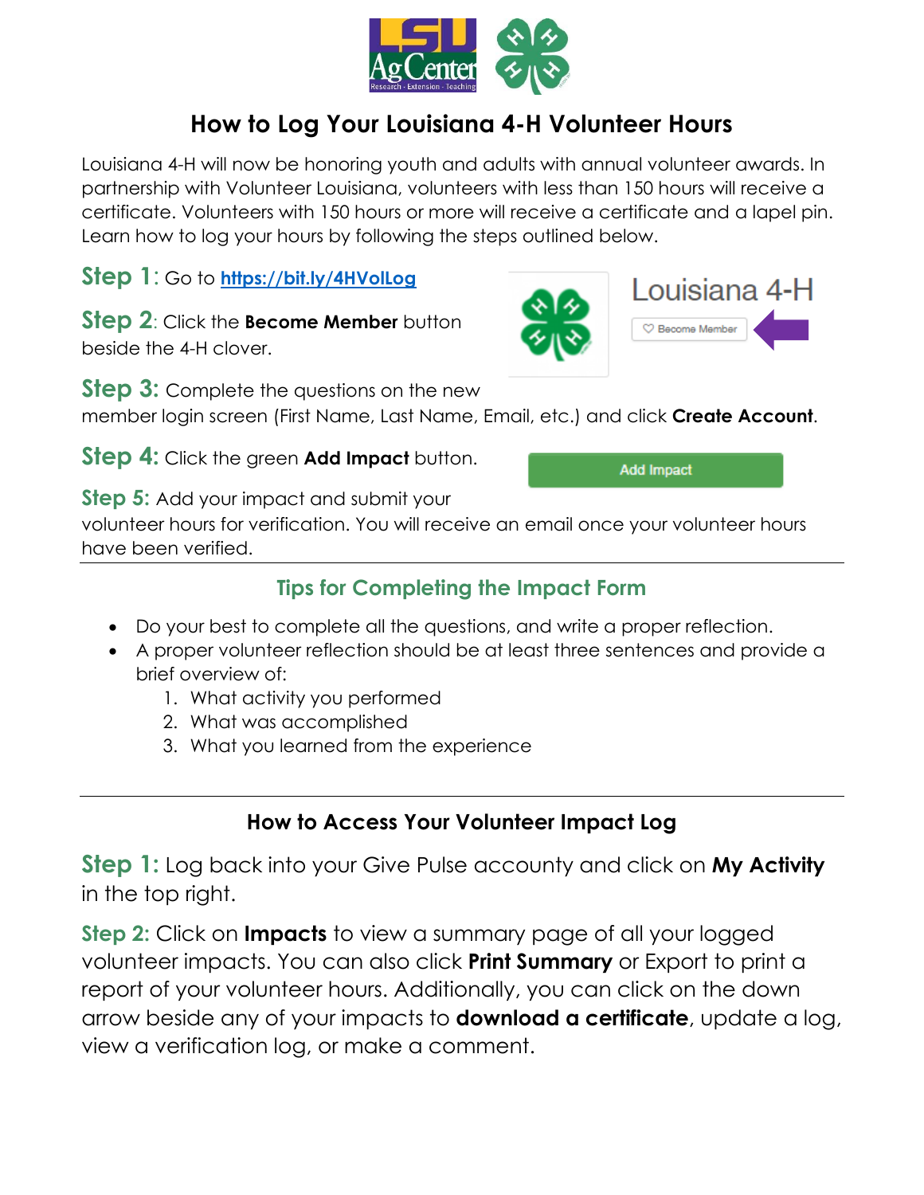# How to Log Your Louisiana 4-H Volunteer Hours

Louisiana 4-H will now be honoring youth and adults with annual volunteer awards. In partnership with Volunteer Louisiana, volunteers with less than 150 hours will receive a certificate. Volunteers with 150 hours or more will receive a certificate and a lapel pin. Learn how to log your hours by following the steps outlined below.

**Step 1**: Go to https://bit.ly/4HVolLog

**Step 2**: Click the **Become Member** button beside the 4-H clover.

**Step 3:** Complete the questions on the new member login screen (First Name, Last Name, Email, etc.) and click **Create Account**.

**Step 4:** Click the green **Add Impact** button.

**Step 5:** Add your impact and submit your volunteer hours for verification. You will receive an email once your volunteer hours have been verified.

---

## Tips for Completing the Impact Form

- Do your best to complete all the questions, and write a proper reflection.
- A proper volunteer reflection should be at least three sentences and provide a brief overview of:
  1. What activity you performed
  2. What was accomplished
  3. What you learned from the experience

---

## How to Access Your Volunteer Impact Log

**Step 1:** Log back into your Give Pulse accounty and click on **My Activity** in the top right.

**Step 2:** Click on **Impacts** to view a summary page of all your logged volunteer impacts. You can also click **Print Summary** or Export to print a report of your volunteer hours. Additionally, you can click on the down arrow beside any of your impacts to **download a certificate**, update a log, view a verification log, or make a comment.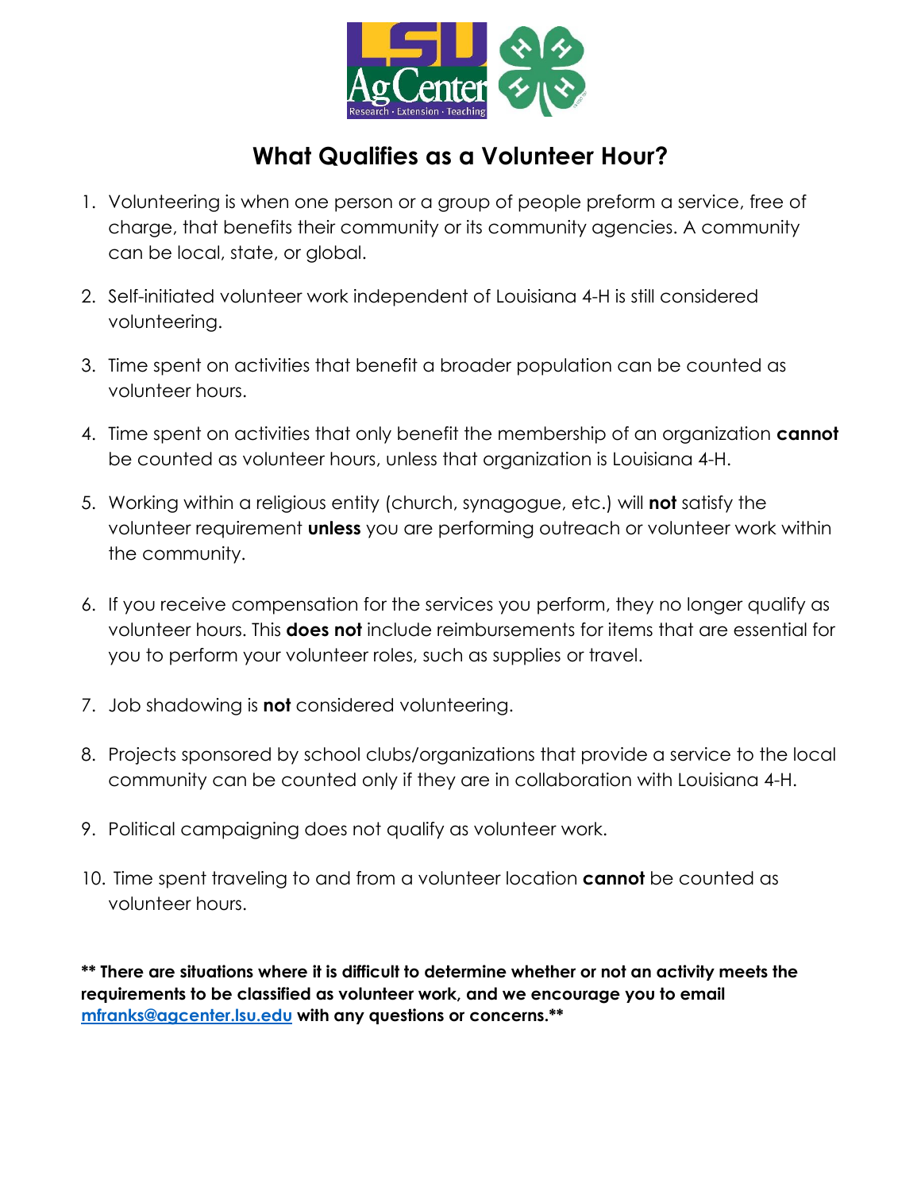# What Qualifies as a Volunteer Hour?

1. Volunteering is when one person or a group of people preform a service, free of charge, that benefits their community or its community agencies. A community can be local, state, or global.

2. Self-initiated volunteer work independent of Louisiana 4-H is still considered volunteering.

3. Time spent on activities that benefit a broader population can be counted as volunteer hours.

4. Time spent on activities that only benefit the membership of an organization **cannot** be counted as volunteer hours, unless that organization is Louisiana 4-H.

5. Working within a religious entity (church, synagogue, etc.) will **not** satisfy the volunteer requirement **unless** you are performing outreach or volunteer work within the community.

6. If you receive compensation for the services you perform, they no longer qualify as volunteer hours. This **does not** include reimbursements for items that are essential for you to perform your volunteer roles, such as supplies or travel.

7. Job shadowing is **not** considered volunteering.

8. Projects sponsored by school clubs/organizations that provide a service to the local community can be counted only if they are in collaboration with Louisiana 4-H.

9. Political campaigning does not qualify as volunteer work.

10. Time spent traveling to and from a volunteer location **cannot** be counted as volunteer hours.

**\*\* There are situations where it is difficult to determine whether or not an activity meets the requirements to be classified as volunteer work, and we encourage you to email [mfranks@agcenter.lsu.edu](mailto:mfranks@agcenter.lsu.edu) with any questions or concerns.\*\***